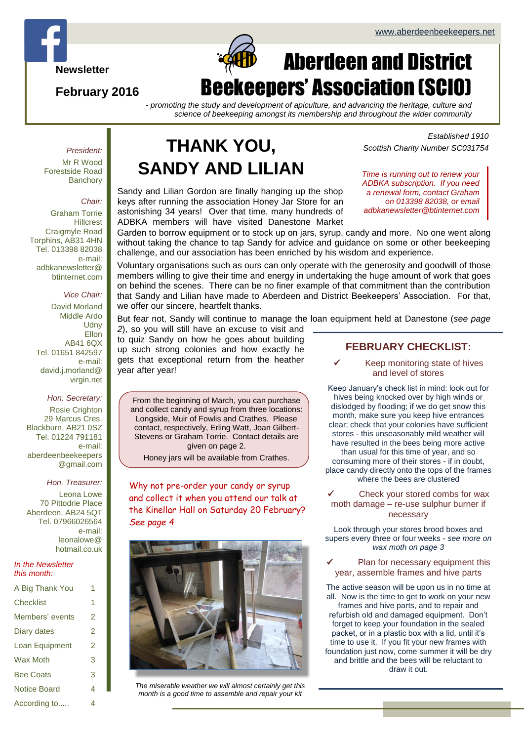www.aberdeenbeekeepers.net

**Newsletter**

**February 2016**

# Aberdeen and District Beekeepers' Association (SCIO)

*- promoting the study and development of apiculture, and advancing the heritage, culture and science of beekeeping amongst its membership and throughout the wider community*

*Established 1910*
*Scottish Charity Number SC031754*

*President:*
Mr R Wood
Forestside Road
Banchory

*Chair:*
Graham Torrie
Hillcrest
Craigmyle Road
Torphins, AB31 4HN
Tel. 013398 82038
e-mail:
adbknewsletter@btinternet.com

*Vice Chair:*
David Morland
Middle Ardo
Udny
Ellon
AB41 6QX
Tel. 01651 842597
e-mail:
david.j.morland@virgin.net

*Hon. Secretary:*
Rosie Crighton
29 Marcus Cres.
Blackburn, AB21 0SZ
Tel. 01224 791181
e-mail:
aberdeenbeekeepers@gmail.com

*Hon. Treasurer:*
Leona Lowe
70 Pittodrie Place
Aberdeen, AB24 5QT
Tel. 07966026564
e-mail:
leonalowe@hotmail.co.uk

*In the Newsletter this month:*

| | |
|---|---|
| A Big Thank You | 1 |
| Checklist | 1 |
| Members' events | 2 |
| Diary dates | 2 |
| Loan Equipment | 2 |
| Wax Moth | 3 |
| Bee Coats | 3 |
| Notice Board | 4 |
| According to..... | 4 |

## THANK YOU, SANDY AND LILIAN

*Time is running out to renew your ADBKA subscription. If you need a renewal form, contact Graham on 013398 82038, or email adbknewsletter@btinternet.com*

Sandy and Lilian Gordon are finally hanging up the shop keys after running the association Honey Jar Store for an astonishing 34 years! Over that time, many hundreds of ADBKA members will have visited Danestone Market Garden to borrow equipment or to stock up on jars, syrup, candy and more. No one went along without taking the chance to tap Sandy for advice and guidance on some or other beekeeping challenge, and our association has been enriched by his wisdom and experience.

Voluntary organisations such as ours can only operate with the generosity and goodwill of those members willing to give their time and energy in undertaking the huge amount of work that goes on behind the scenes. There can be no finer example of that commitment than the contribution that Sandy and Lilian have made to Aberdeen and District Beekeepers' Association. For that, we offer our sincere, heartfelt thanks.

But fear not, Sandy will continue to manage the loan equipment held at Danestone (*see page 2*), so you will still have an excuse to visit and to quiz Sandy on how he goes about building up such strong colonies and how exactly he gets that exceptional return from the heather year after year!

From the beginning of March, you can purchase and collect candy and syrup from three locations: Longside, Muir of Fowlis and Crathes. Please contact, respectively, Erling Watt, Joan Gilbert-Stevens or Graham Torrie. Contact details are given on page 2.

Honey jars will be available from Crathes.

Why not pre-order your candy or syrup and collect it when you attend our talk at the Kinellar Hall on Saturday 20 February? *See page 4*

*The miserable weather we will almost certainly get this month is a good time to assemble and repair your kit*

## FEBRUARY CHECKLIST:

✓ **Keep monitoring state of hives and level of stores**

Keep January's check list in mind: look out for hives being knocked over by high winds or dislodged by flooding; if we do get snow this month, make sure you keep hive entrances clear; check that your colonies have sufficient stores - this unseasonably mild weather will have resulted in the bees being more active than usual for this time of year, and so consuming more of their stores - if in doubt, place candy directly onto the tops of the frames where the bees are clustered

✓ **Check your stored combs for wax moth damage – re-use sulphur burner if necessary**

Look through your stores brood boxes and supers every three or four weeks - *see more on wax moth on page 3*

✓ **Plan for necessary equipment this year, assemble frames and hive parts**

The active season will be upon us in no time at all. Now is the time to get to work on your new frames and hive parts, and to repair and refurbish old and damaged equipment. Don't forget to keep your foundation in the sealed packet, or in a plastic box with a lid, until it's time to use it. If you fit your new frames with foundation just now, come summer it will be dry and brittle and the bees will be reluctant to draw it out.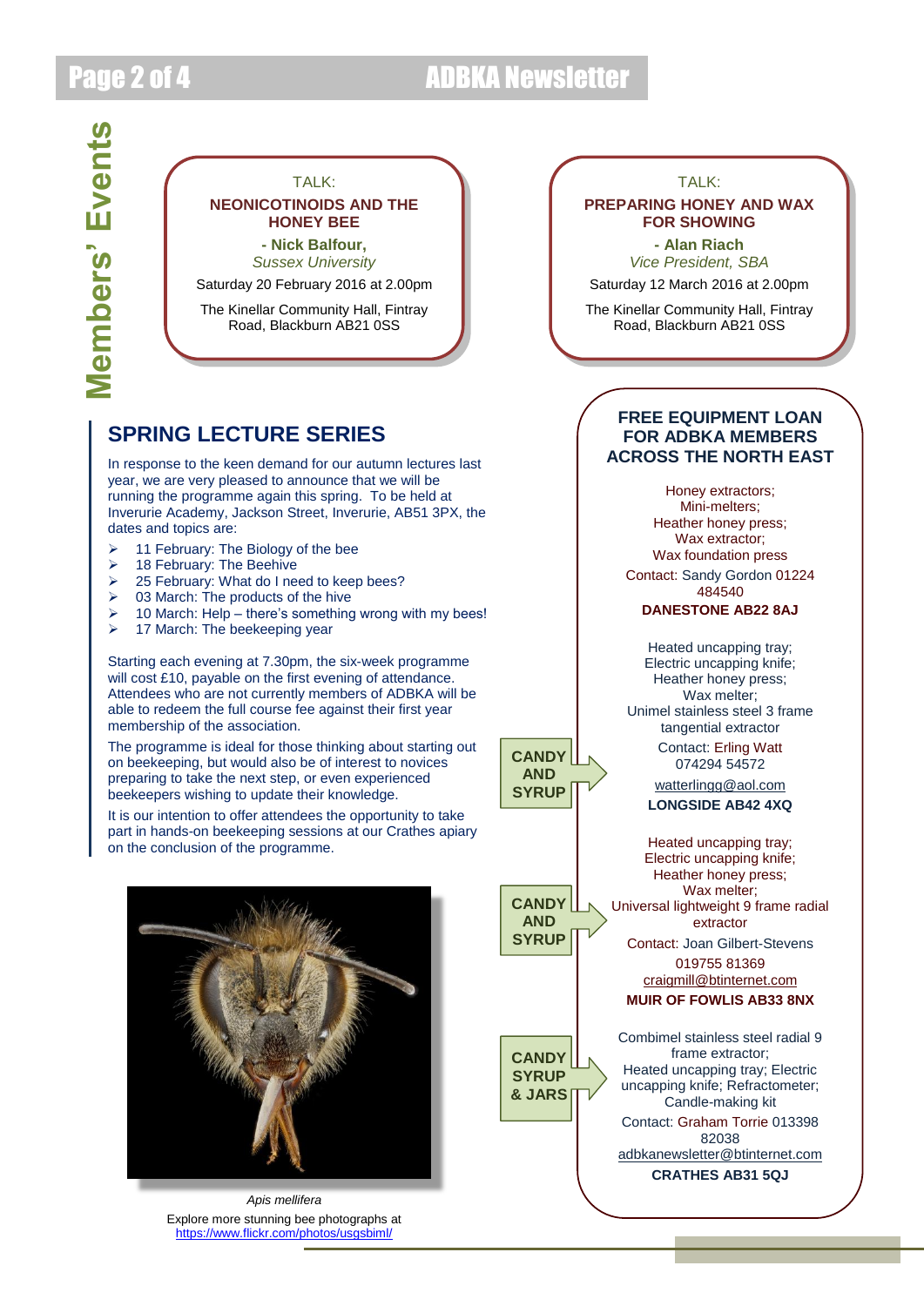# Members' Events

TALK:

**NEONICOTINOIDS AND THE HONEY BEE**

**- Nick Balfour,**
*Sussex University*

Saturday 20 February 2016 at 2.00pm

The Kinellar Community Hall, Fintray Road, Blackburn AB21 0SS

TALK:

**PREPARING HONEY AND WAX FOR SHOWING**

**- Alan Riach**
*Vice President, SBA*

Saturday 12 March 2016 at 2.00pm

The Kinellar Community Hall, Fintray Road, Blackburn AB21 0SS

## SPRING LECTURE SERIES

In response to the keen demand for our autumn lectures last year, we are very pleased to announce that we will be running the programme again this spring. To be held at Inverurie Academy, Jackson Street, Inverurie, AB51 3PX, the dates and topics are:

- 11 February: The Biology of the bee
- 18 February: The Beehive
- 25 February: What do I need to keep bees?
- 03 March: The products of the hive
- 10 March: Help – there's something wrong with my bees!
- 17 March: The beekeeping year

Starting each evening at 7.30pm, the six-week programme will cost £10, payable on the first evening of attendance. Attendees who are not currently members of ADBKA will be able to redeem the full course fee against their first year membership of the association.

The programme is ideal for those thinking about starting out on beekeeping, but would also be of interest to novices preparing to take the next step, or even experienced beekeepers wishing to update their knowledge.

It is our intention to offer attendees the opportunity to take part in hands-on beekeeping sessions at our Crathes apiary on the conclusion of the programme.

*Apis mellifera*

Explore more stunning bee photographs at
https://www.flickr.com/photos/usgsbiml/

## FREE EQUIPMENT LOAN FOR ADBKA MEMBERS ACROSS THE NORTH EAST

Honey extractors;
Mini-melters;
Heather honey press;
Wax extractor;
Wax foundation press

Contact: Sandy Gordon 01224 484540

**DANESTONE AB22 8AJ**

**CANDY AND SYRUP**

Heated uncapping tray;
Electric uncapping knife;
Heather honey press;
Wax melter;
Unimel stainless steel 3 frame tangential extractor

Contact: Erling Watt 074294 54572

watterlingg@aol.com

**LONGSIDE AB42 4XQ**

**CANDY AND SYRUP**

Heated uncapping tray;
Electric uncapping knife;
Heather honey press;
Wax melter;
Universal lightweight 9 frame radial extractor

Contact: Joan Gilbert-Stevens 019755 81369

craigmill@btinternet.com

**MUIR OF FOWLIS AB33 8NX**

**CANDY SYRUP & JARS**

Combimel stainless steel radial 9 frame extractor;
Heated uncapping tray; Electric uncapping knife; Refractometer;
Candle-making kit

Contact: Graham Torrie 013398 82038

adbkanewsletter@btinternet.com

**CRATHES AB31 5QJ**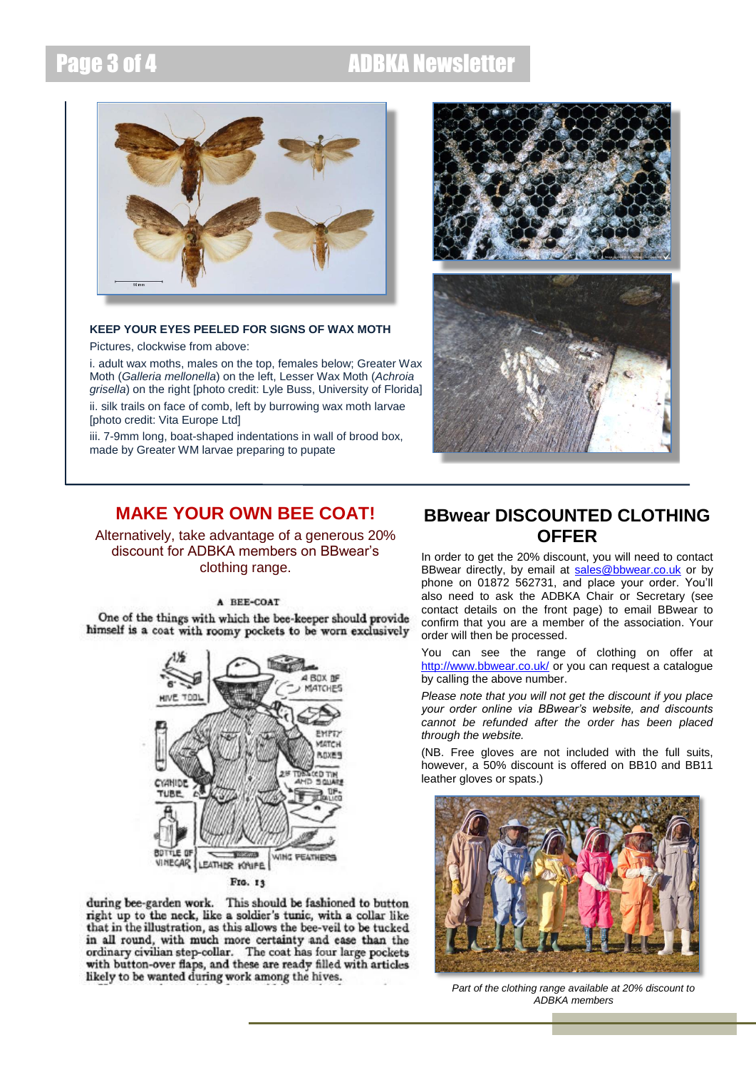**KEEP YOUR EYES PEELED FOR SIGNS OF WAX MOTH**

Pictures, clockwise from above:

i. adult wax moths, males on the top, females below; Greater Wax Moth (*Galleria mellonella*) on the left, Lesser Wax Moth (*Achroia grisella*) on the right [photo credit: Lyle Buss, University of Florida]

ii. silk trails on face of comb, left by burrowing wax moth larvae [photo credit: Vita Europe Ltd]

iii. 7-9mm long, boat-shaped indentations in wall of brood box, made by Greater WM larvae preparing to pupate

## MAKE YOUR OWN BEE COAT!

Alternatively, take advantage of a generous 20% discount for ADBKA members on BBwear's clothing range.

A BEE-COAT

One of the things with which the bee-keeper should provide himself is a coat with roomy pockets to be worn exclusively during bee-garden work. This should be fashioned to button right up to the neck, like a soldier's tunic, with a collar like that in the illustration, as this allows the bee-veil to be tucked in all round, with much more certainty and ease than the ordinary civilian step-collar. The coat has four large pockets with button-over flaps, and these are ready filled with articles likely to be wanted during work among the hives.

Fig. 13

## BBwear DISCOUNTED CLOTHING OFFER

In order to get the 20% discount, you will need to contact BBwear directly, by email at sales@bbwear.co.uk or by phone on 01872 562731, and place your order. You'll also need to ask the ADBKA Chair or Secretary (see contact details on the front page) to email BBwear to confirm that you are a member of the association. Your order will then be processed.

You can see the range of clothing on offer at http://www.bbwear.co.uk/ or you can request a catalogue by calling the above number.

*Please note that you will not get the discount if you place your order online via BBwear's website, and discounts cannot be refunded after the order has been placed through the website.*

(NB. Free gloves are not included with the full suits, however, a 50% discount is offered on BB10 and BB11 leather gloves or spats.)

*Part of the clothing range available at 20% discount to ADBKA members*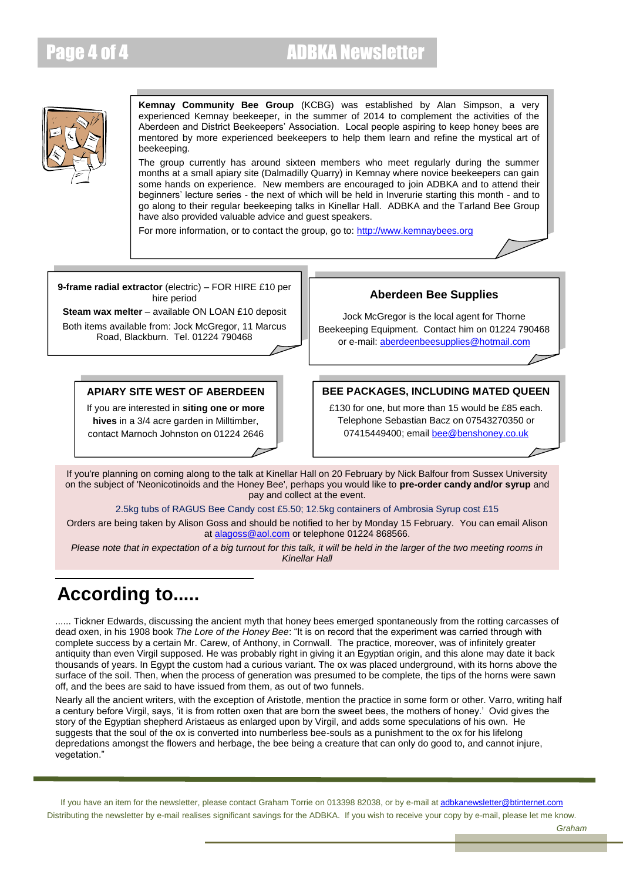**Kemnay Community Bee Group** (KCBG) was established by Alan Simpson, a very experienced Kemnay beekeeper, in the summer of 2014 to complement the activities of the Aberdeen and District Beekeepers' Association. Local people aspiring to keep honey bees are mentored by more experienced beekeepers to help them learn and refine the mystical art of beekeeping.

The group currently has around sixteen members who meet regularly during the summer months at a small apiary site (Dalmadilly Quarry) in Kemnay where novice beekeepers can gain some hands on experience. New members are encouraged to join ADBKA and to attend their beginners' lecture series - the next of which will be held in Inverurie starting this month - and to go along to their regular beekeeping talks in Kinellar Hall. ADBKA and the Tarland Bee Group have also provided valuable advice and guest speakers.

For more information, or to contact the group, go to: http://www.kemnaybees.org

**9-frame radial extractor** (electric) – FOR HIRE £10 per hire period

**Steam wax melter** – available ON LOAN £10 deposit

Both items available from: Jock McGregor, 11 Marcus Road, Blackburn. Tel. 01224 790468

**Aberdeen Bee Supplies**

Jock McGregor is the local agent for Thorne Beekeeping Equipment. Contact him on 01224 790468 or e-mail: aberdeenbeesupplies@hotmail.com

**APIARY SITE WEST OF ABERDEEN**

If you are interested in **siting one or more hives** in a 3/4 acre garden in Milltimber, contact Marnoch Johnston on 01224 2646

**BEE PACKAGES, INCLUDING MATED QUEEN**

£130 for one, but more than 15 would be £85 each. Telephone Sebastian Bacz on 07543270350 or 07415449400; email bee@benshoney.co.uk

If you're planning on coming along to the talk at Kinellar Hall on 20 February by Nick Balfour from Sussex University on the subject of 'Neonicotinoids and the Honey Bee', perhaps you would like to **pre-order candy and/or syrup** and pay and collect at the event.

2.5kg tubs of RAGUS Bee Candy cost £5.50; 12.5kg containers of Ambrosia Syrup cost £15

Orders are being taken by Alison Goss and should be notified to her by Monday 15 February. You can email Alison at alagoss@aol.com or telephone 01224 868566.

*Please note that in expectation of a big turnout for this talk, it will be held in the larger of the two meeting rooms in Kinellar Hall*

# According to.....

...... Tickner Edwards, discussing the ancient myth that honey bees emerged spontaneously from the rotting carcasses of dead oxen, in his 1908 book *The Lore of the Honey Bee*: "It is on record that the experiment was carried through with complete success by a certain Mr. Carew, of Anthony, in Cornwall. The practice, moreover, was of infinitely greater antiquity than even Virgil supposed. He was probably right in giving it an Egyptian origin, and this alone may date it back thousands of years. In Egypt the custom had a curious variant. The ox was placed underground, with its horns above the surface of the soil. Then, when the process of generation was presumed to be complete, the tips of the horns were sawn off, and the bees are said to have issued from them, as out of two funnels.

Nearly all the ancient writers, with the exception of Aristotle, mention the practice in some form or other. Varro, writing half a century before Virgil, says, 'it is from rotten oxen that are born the sweet bees, the mothers of honey.' Ovid gives the story of the Egyptian shepherd Aristaeus as enlarged upon by Virgil, and adds some speculations of his own. He suggests that the soul of the ox is converted into numberless bee-souls as a punishment to the ox for his lifelong depredations amongst the flowers and herbage, the bee being a creature that can only do good to, and cannot injure, vegetation."

If you have an item for the newsletter, please contact Graham Torrie on 013398 82038, or by e-mail at adbkanewsletter@btinternet.com

Distributing the newsletter by e-mail realises significant savings for the ADBKA. If you wish to receive your copy by e-mail, please let me know.

*Graham*